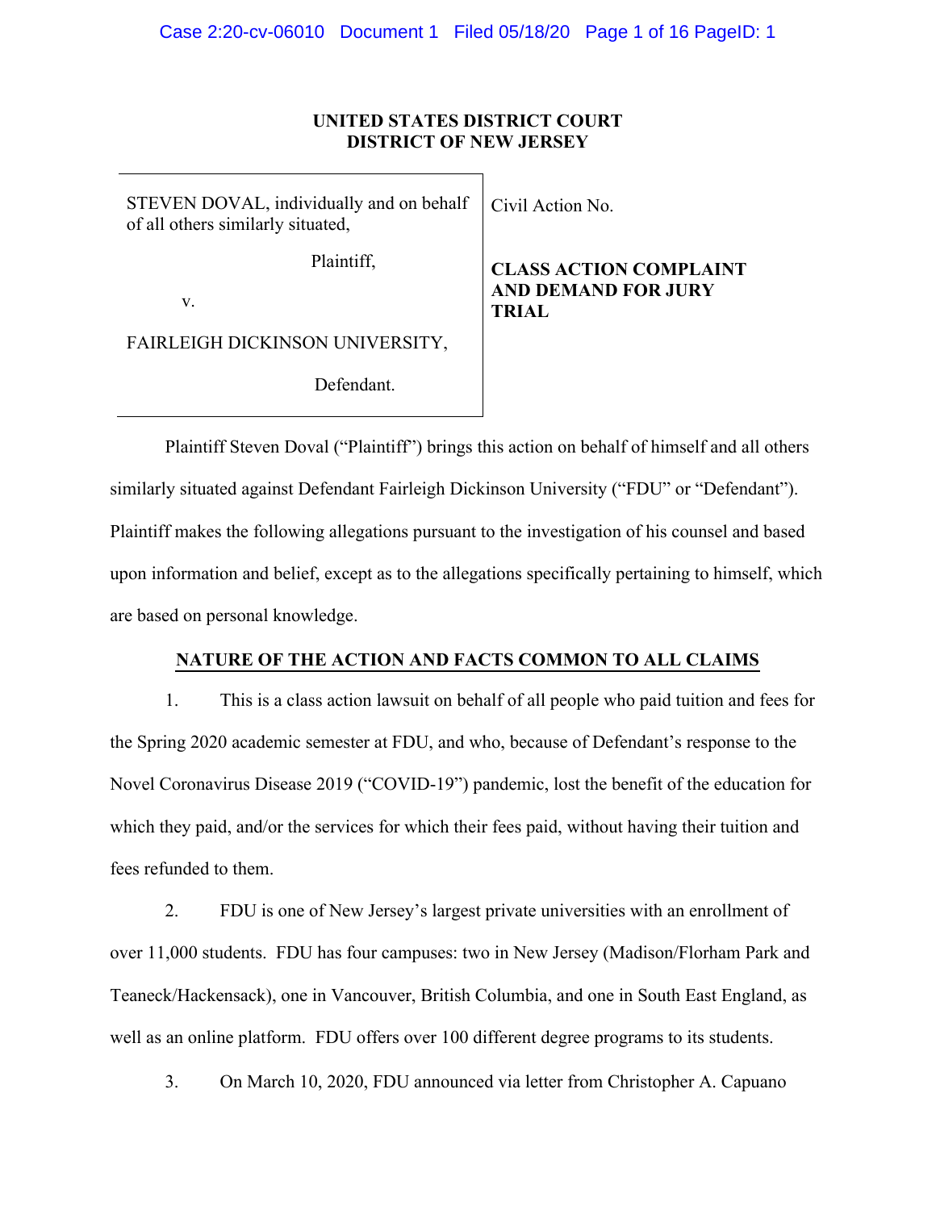**UNITED STATES DISTRICT COURT**
**DISTRICT OF NEW JERSEY**

| | |
|---|---|
| STEVEN DOVAL, individually and on behalf of all others similarly situated,<br><br>Plaintiff,<br><br>v.<br><br>FAIRLEIGH DICKINSON UNIVERSITY,<br><br>Defendant. | Civil Action No.<br><br>**CLASS ACTION COMPLAINT AND DEMAND FOR JURY TRIAL** |

Plaintiff Steven Doval ("Plaintiff") brings this action on behalf of himself and all others similarly situated against Defendant Fairleigh Dickinson University ("FDU" or "Defendant"). Plaintiff makes the following allegations pursuant to the investigation of his counsel and based upon information and belief, except as to the allegations specifically pertaining to himself, which are based on personal knowledge.

## NATURE OF THE ACTION AND FACTS COMMON TO ALL CLAIMS

1. This is a class action lawsuit on behalf of all people who paid tuition and fees for the Spring 2020 academic semester at FDU, and who, because of Defendant's response to the Novel Coronavirus Disease 2019 ("COVID-19") pandemic, lost the benefit of the education for which they paid, and/or the services for which their fees paid, without having their tuition and fees refunded to them.

2. FDU is one of New Jersey's largest private universities with an enrollment of over 11,000 students. FDU has four campuses: two in New Jersey (Madison/Florham Park and Teaneck/Hackensack), one in Vancouver, British Columbia, and one in South East England, as well as an online platform. FDU offers over 100 different degree programs to its students.

3. On March 10, 2020, FDU announced via letter from Christopher A. Capuano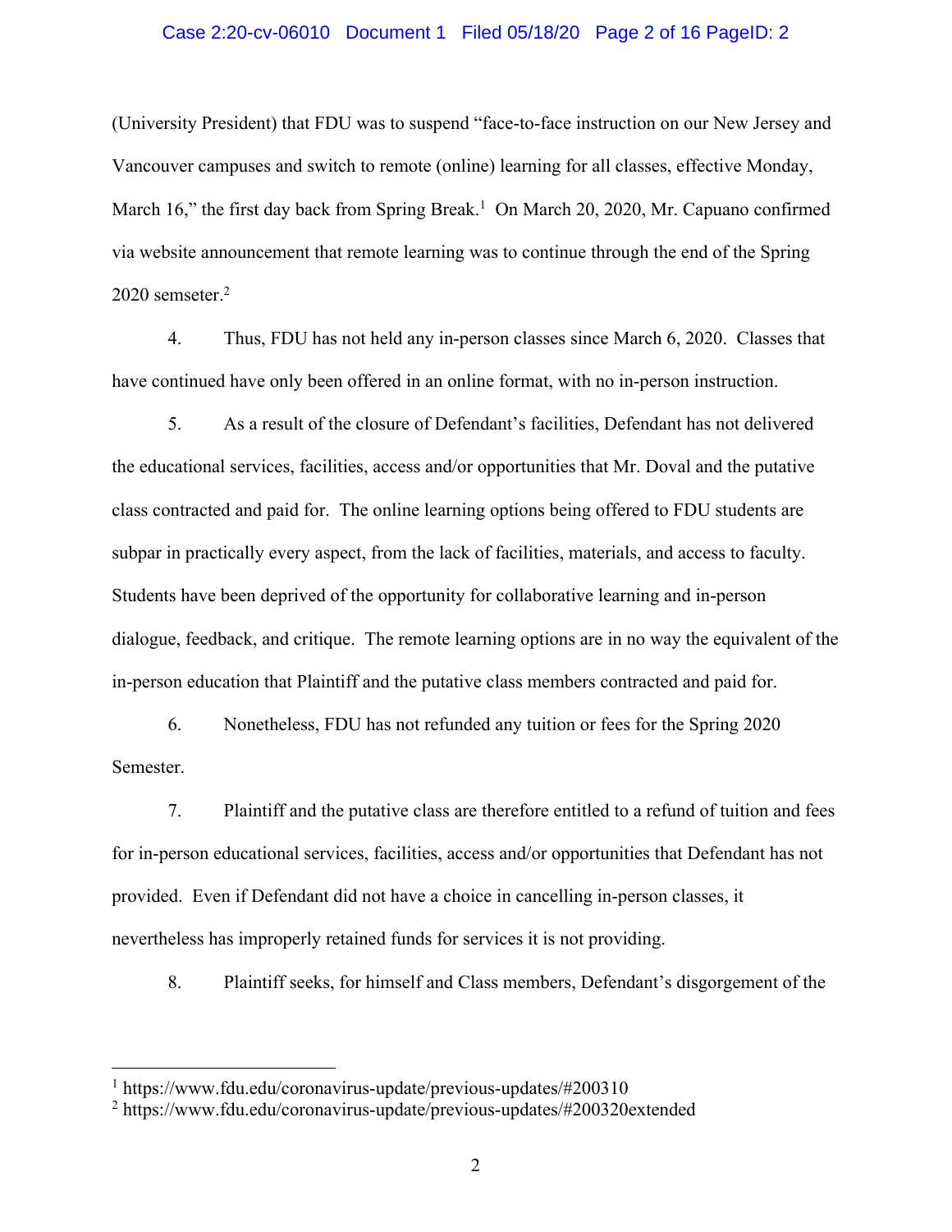(University President) that FDU was to suspend "face-to-face instruction on our New Jersey and Vancouver campuses and switch to remote (online) learning for all classes, effective Monday, March 16," the first day back from Spring Break.[1] On March 20, 2020, Mr. Capuano confirmed via website announcement that remote learning was to continue through the end of the Spring 2020 semseter.[2]

4. Thus, FDU has not held any in-person classes since March 6, 2020. Classes that have continued have only been offered in an online format, with no in-person instruction.

5. As a result of the closure of Defendant's facilities, Defendant has not delivered the educational services, facilities, access and/or opportunities that Mr. Doval and the putative class contracted and paid for. The online learning options being offered to FDU students are subpar in practically every aspect, from the lack of facilities, materials, and access to faculty. Students have been deprived of the opportunity for collaborative learning and in-person dialogue, feedback, and critique. The remote learning options are in no way the equivalent of the in-person education that Plaintiff and the putative class members contracted and paid for.

6. Nonetheless, FDU has not refunded any tuition or fees for the Spring 2020 Semester.

7. Plaintiff and the putative class are therefore entitled to a refund of tuition and fees for in-person educational services, facilities, access and/or opportunities that Defendant has not provided. Even if Defendant did not have a choice in cancelling in-person classes, it nevertheless has improperly retained funds for services it is not providing.

8. Plaintiff seeks, for himself and Class members, Defendant's disgorgement of the

---

[1] https://www.fdu.edu/coronavirus-update/previous-updates/#200310

[2] https://www.fdu.edu/coronavirus-update/previous-updates/#200320extended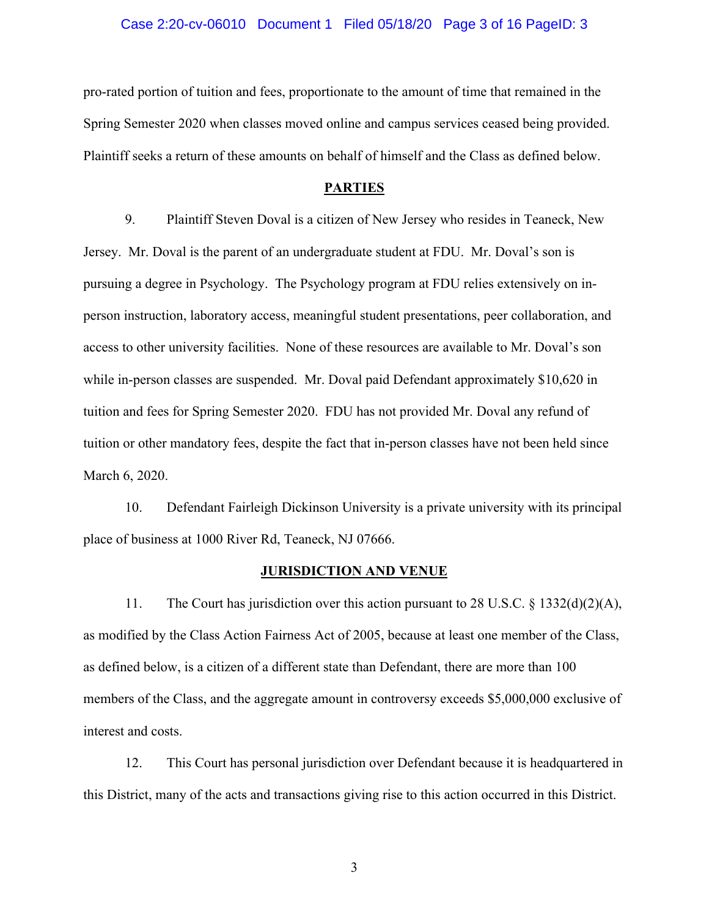pro-rated portion of tuition and fees, proportionate to the amount of time that remained in the Spring Semester 2020 when classes moved online and campus services ceased being provided. Plaintiff seeks a return of these amounts on behalf of himself and the Class as defined below.

## PARTIES

9. Plaintiff Steven Doval is a citizen of New Jersey who resides in Teaneck, New Jersey. Mr. Doval is the parent of an undergraduate student at FDU. Mr. Doval's son is pursuing a degree in Psychology. The Psychology program at FDU relies extensively on in-person instruction, laboratory access, meaningful student presentations, peer collaboration, and access to other university facilities. None of these resources are available to Mr. Doval's son while in-person classes are suspended. Mr. Doval paid Defendant approximately $10,620 in tuition and fees for Spring Semester 2020. FDU has not provided Mr. Doval any refund of tuition or other mandatory fees, despite the fact that in-person classes have not been held since March 6, 2020.

10. Defendant Fairleigh Dickinson University is a private university with its principal place of business at 1000 River Rd, Teaneck, NJ 07666.

## JURISDICTION AND VENUE

11. The Court has jurisdiction over this action pursuant to 28 U.S.C. § 1332(d)(2)(A), as modified by the Class Action Fairness Act of 2005, because at least one member of the Class, as defined below, is a citizen of a different state than Defendant, there are more than 100 members of the Class, and the aggregate amount in controversy exceeds $5,000,000 exclusive of interest and costs.

12. This Court has personal jurisdiction over Defendant because it is headquartered in this District, many of the acts and transactions giving rise to this action occurred in this District.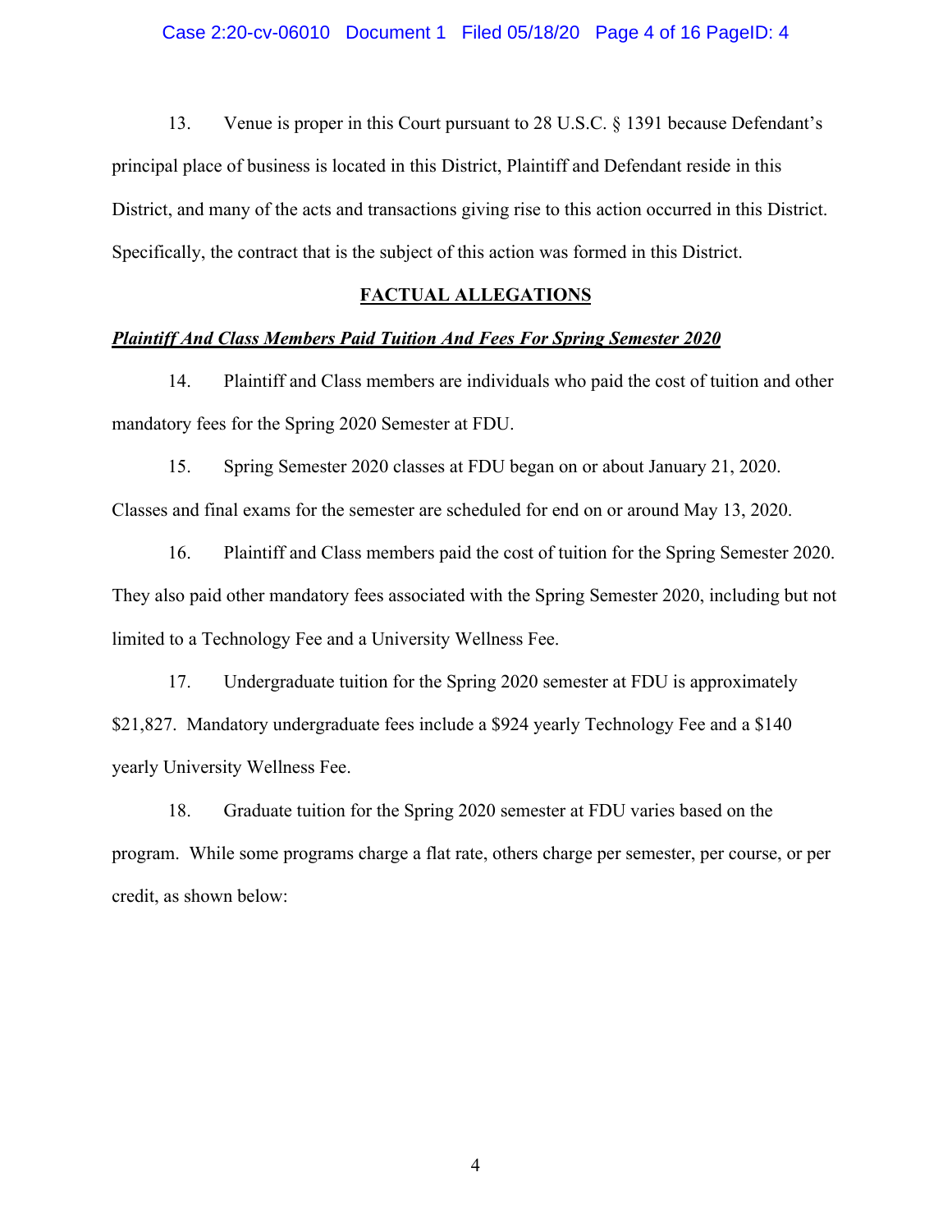13. Venue is proper in this Court pursuant to 28 U.S.C. § 1391 because Defendant's principal place of business is located in this District, Plaintiff and Defendant reside in this District, and many of the acts and transactions giving rise to this action occurred in this District. Specifically, the contract that is the subject of this action was formed in this District.

## FACTUAL ALLEGATIONS

***Plaintiff And Class Members Paid Tuition And Fees For Spring Semester 2020***

14. Plaintiff and Class members are individuals who paid the cost of tuition and other mandatory fees for the Spring 2020 Semester at FDU.

15. Spring Semester 2020 classes at FDU began on or about January 21, 2020. Classes and final exams for the semester are scheduled for end on or around May 13, 2020.

16. Plaintiff and Class members paid the cost of tuition for the Spring Semester 2020. They also paid other mandatory fees associated with the Spring Semester 2020, including but not limited to a Technology Fee and a University Wellness Fee.

17. Undergraduate tuition for the Spring 2020 semester at FDU is approximately $21,827. Mandatory undergraduate fees include a $924 yearly Technology Fee and a $140 yearly University Wellness Fee.

18. Graduate tuition for the Spring 2020 semester at FDU varies based on the program. While some programs charge a flat rate, others charge per semester, per course, or per credit, as shown below: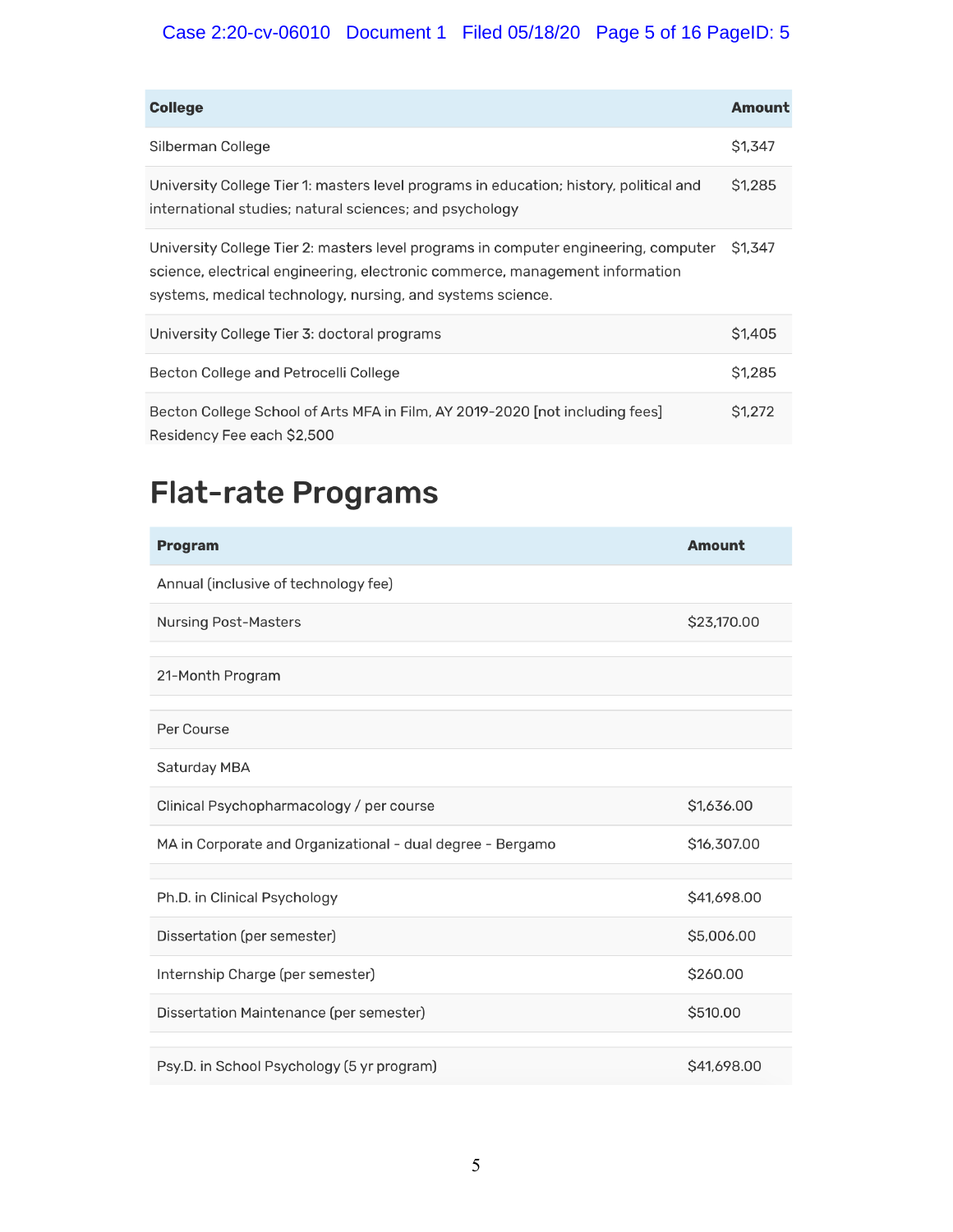| College | Amount |
|---|---|
| Silberman College | $1,347 |
| University College Tier 1: masters level programs in education; history, political and international studies; natural sciences; and psychology | $1,285 |
| University College Tier 2: masters level programs in computer engineering, computer science, electrical engineering, electronic commerce, management information systems, medical technology, nursing, and systems science. | $1,347 |
| University College Tier 3: doctoral programs | $1,405 |
| Becton College and Petrocelli College | $1,285 |
| Becton College School of Arts MFA in Film, AY 2019-2020 [not including fees] Residency Fee each $2,500 | $1,272 |

# Flat-rate Programs

| Program | Amount |
|---|---|
| Annual (inclusive of technology fee) | |
| Nursing Post-Masters | $23,170.00 |
| | |
| 21-Month Program | |
| | |
| Per Course | |
| Saturday MBA | |
| Clinical Psychopharmacology / per course | $1,636.00 |
| MA in Corporate and Organizational - dual degree - Bergamo | $16,307.00 |
| | |
| Ph.D. in Clinical Psychology | $41,698.00 |
| Dissertation (per semester) | $5,006.00 |
| Internship Charge (per semester) | $260.00 |
| Dissertation Maintenance (per semester) | $510.00 |
| | |
| Psy.D. in School Psychology (5 yr program) | $41,698.00 |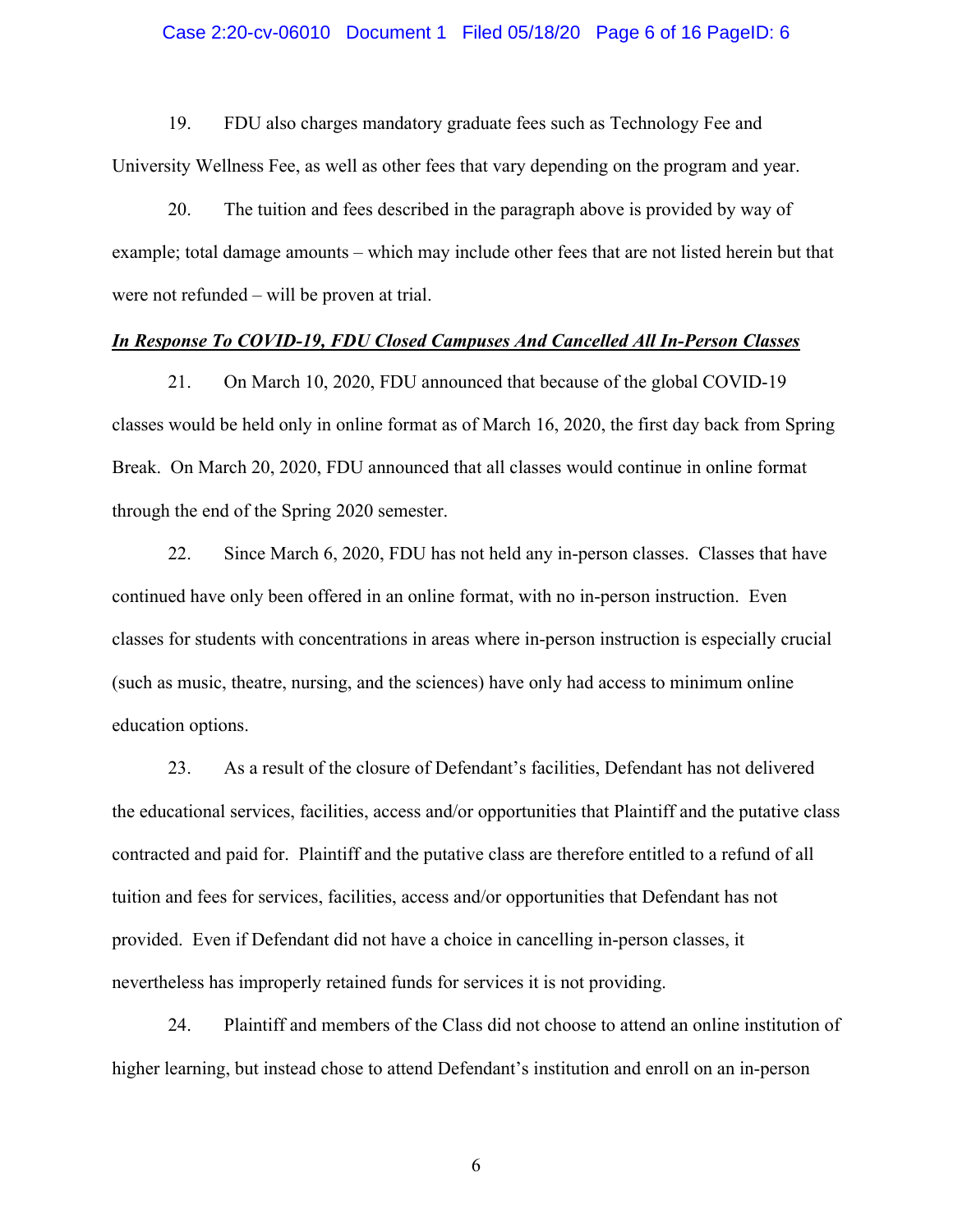19. FDU also charges mandatory graduate fees such as Technology Fee and University Wellness Fee, as well as other fees that vary depending on the program and year.

20. The tuition and fees described in the paragraph above is provided by way of example; total damage amounts – which may include other fees that are not listed herein but that were not refunded – will be proven at trial.

***In Response To COVID-19, FDU Closed Campuses And Cancelled All In-Person Classes***

21. On March 10, 2020, FDU announced that because of the global COVID-19 classes would be held only in online format as of March 16, 2020, the first day back from Spring Break. On March 20, 2020, FDU announced that all classes would continue in online format through the end of the Spring 2020 semester.

22. Since March 6, 2020, FDU has not held any in-person classes. Classes that have continued have only been offered in an online format, with no in-person instruction. Even classes for students with concentrations in areas where in-person instruction is especially crucial (such as music, theatre, nursing, and the sciences) have only had access to minimum online education options.

23. As a result of the closure of Defendant's facilities, Defendant has not delivered the educational services, facilities, access and/or opportunities that Plaintiff and the putative class contracted and paid for. Plaintiff and the putative class are therefore entitled to a refund of all tuition and fees for services, facilities, access and/or opportunities that Defendant has not provided. Even if Defendant did not have a choice in cancelling in-person classes, it nevertheless has improperly retained funds for services it is not providing.

24. Plaintiff and members of the Class did not choose to attend an online institution of higher learning, but instead chose to attend Defendant's institution and enroll on an in-person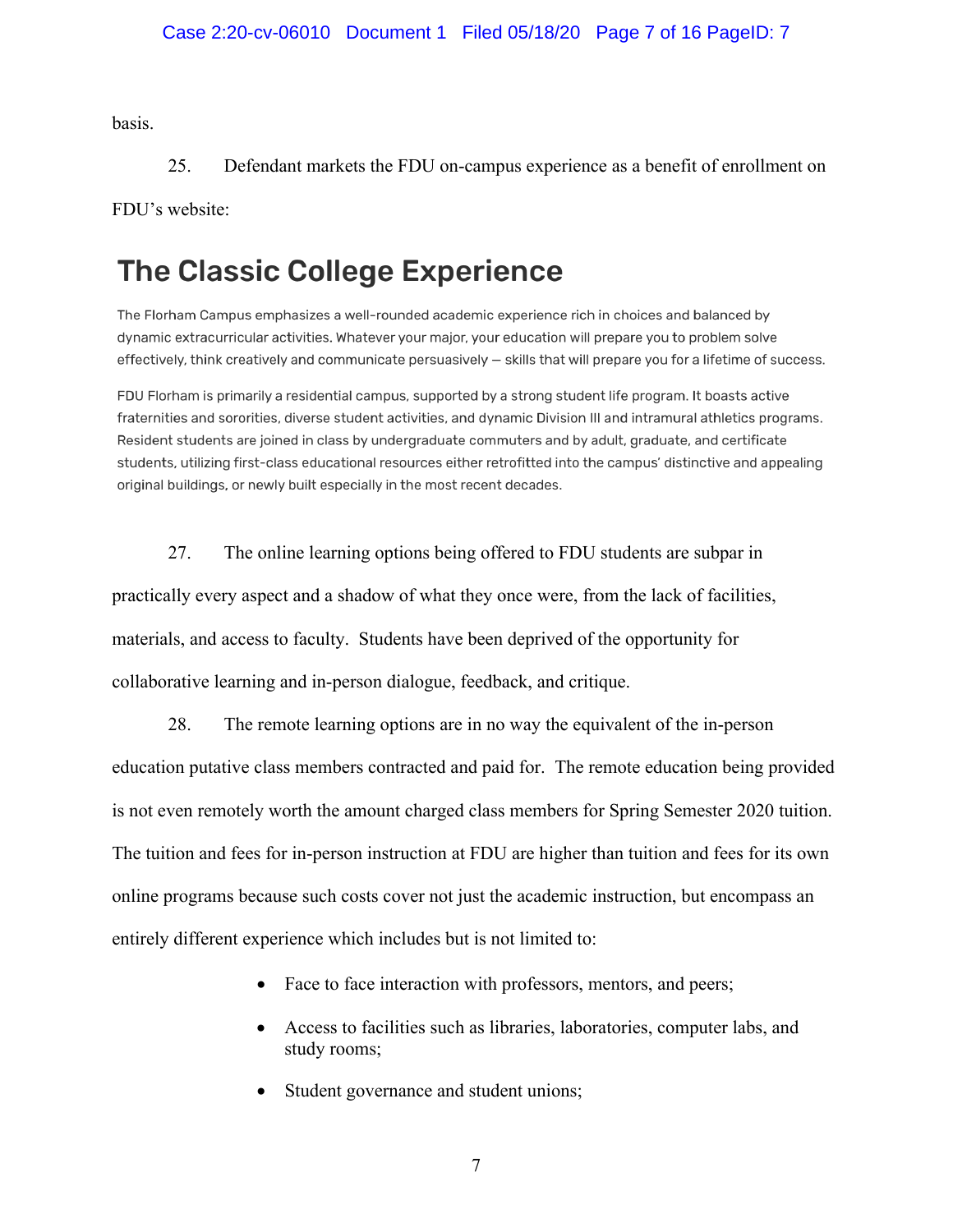basis.

25. Defendant markets the FDU on-campus experience as a benefit of enrollment on FDU's website:

## The Classic College Experience

The Florham Campus emphasizes a well-rounded academic experience rich in choices and balanced by dynamic extracurricular activities. Whatever your major, your education will prepare you to problem solve effectively, think creatively and communicate persuasively — skills that will prepare you for a lifetime of success.

FDU Florham is primarily a residential campus, supported by a strong student life program. It boasts active fraternities and sororities, diverse student activities, and dynamic Division III and intramural athletics programs. Resident students are joined in class by undergraduate commuters and by adult, graduate, and certificate students, utilizing first-class educational resources either retrofitted into the campus' distinctive and appealing original buildings, or newly built especially in the most recent decades.

27. The online learning options being offered to FDU students are subpar in practically every aspect and a shadow of what they once were, from the lack of facilities, materials, and access to faculty. Students have been deprived of the opportunity for collaborative learning and in-person dialogue, feedback, and critique.

28. The remote learning options are in no way the equivalent of the in-person education putative class members contracted and paid for. The remote education being provided is not even remotely worth the amount charged class members for Spring Semester 2020 tuition. The tuition and fees for in-person instruction at FDU are higher than tuition and fees for its own online programs because such costs cover not just the academic instruction, but encompass an entirely different experience which includes but is not limited to:

- Face to face interaction with professors, mentors, and peers;
- Access to facilities such as libraries, laboratories, computer labs, and study rooms;
- Student governance and student unions;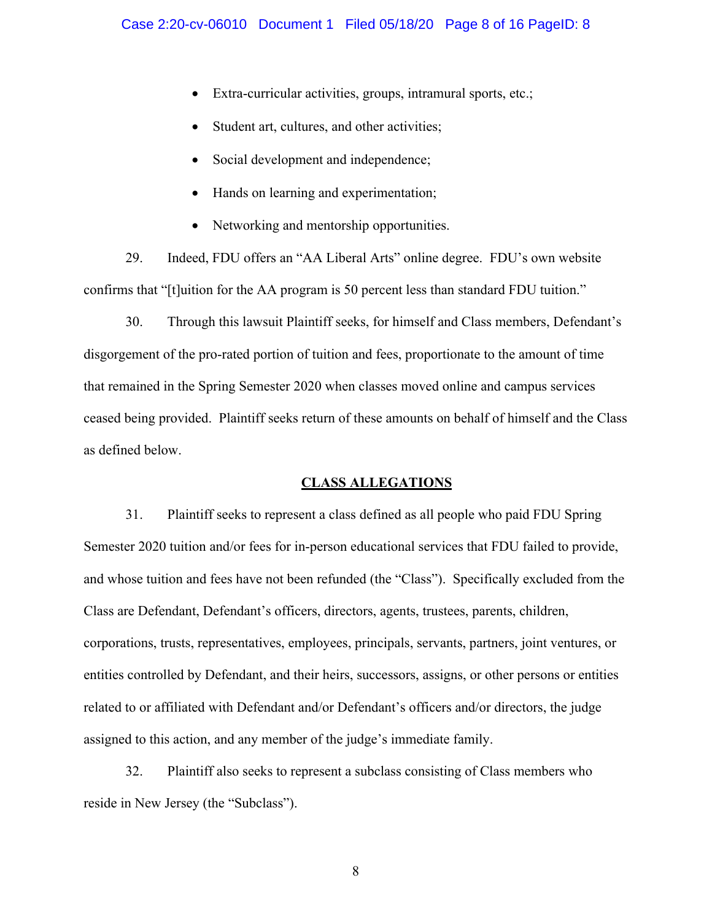- Extra-curricular activities, groups, intramural sports, etc.;
- Student art, cultures, and other activities;
- Social development and independence;
- Hands on learning and experimentation;
- Networking and mentorship opportunities.

29. Indeed, FDU offers an "AA Liberal Arts" online degree. FDU's own website confirms that "[t]uition for the AA program is 50 percent less than standard FDU tuition."

30. Through this lawsuit Plaintiff seeks, for himself and Class members, Defendant's disgorgement of the pro-rated portion of tuition and fees, proportionate to the amount of time that remained in the Spring Semester 2020 when classes moved online and campus services ceased being provided. Plaintiff seeks return of these amounts on behalf of himself and the Class as defined below.

## CLASS ALLEGATIONS

31. Plaintiff seeks to represent a class defined as all people who paid FDU Spring Semester 2020 tuition and/or fees for in-person educational services that FDU failed to provide, and whose tuition and fees have not been refunded (the "Class"). Specifically excluded from the Class are Defendant, Defendant's officers, directors, agents, trustees, parents, children, corporations, trusts, representatives, employees, principals, servants, partners, joint ventures, or entities controlled by Defendant, and their heirs, successors, assigns, or other persons or entities related to or affiliated with Defendant and/or Defendant's officers and/or directors, the judge assigned to this action, and any member of the judge's immediate family.

32. Plaintiff also seeks to represent a subclass consisting of Class members who reside in New Jersey (the "Subclass").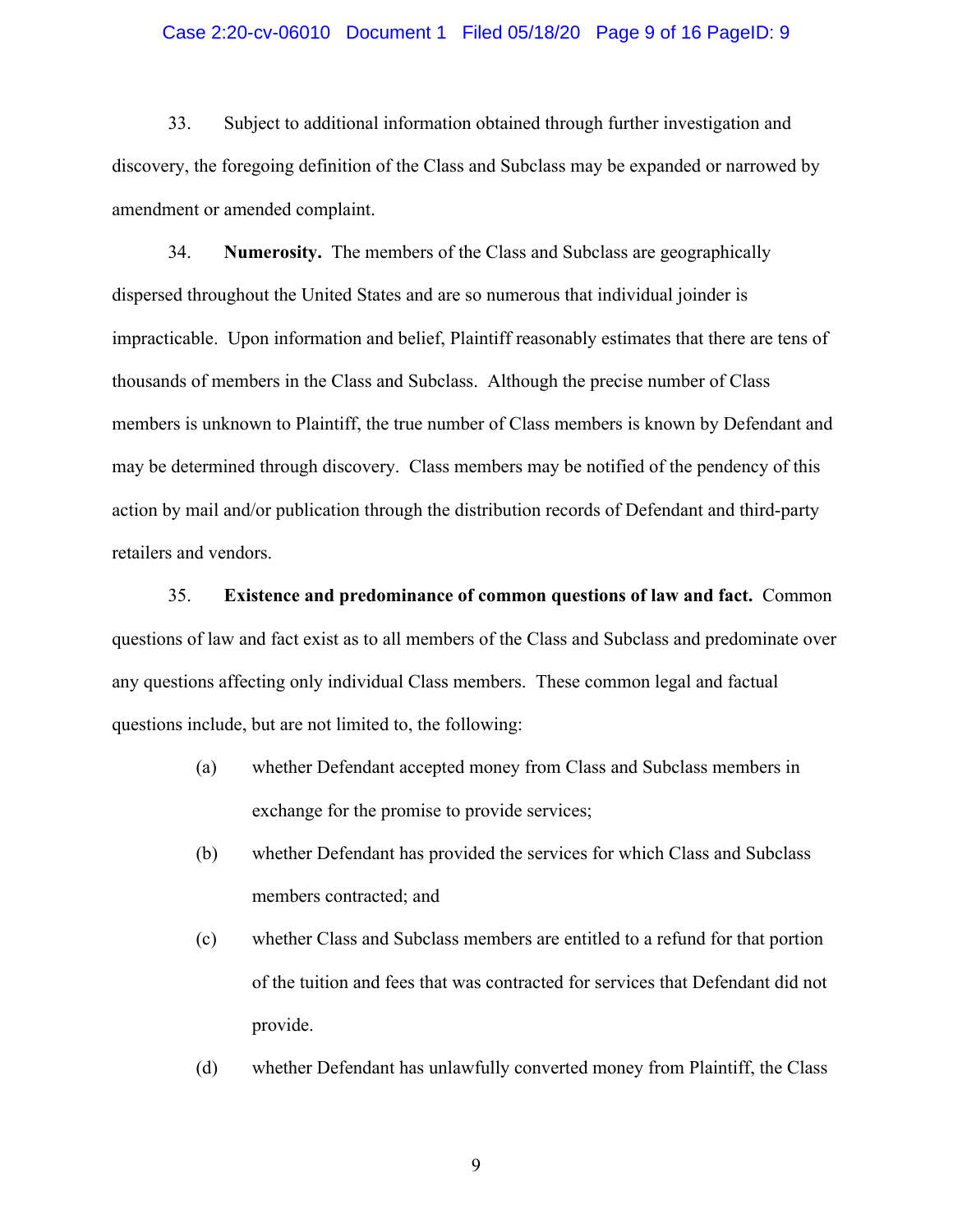33. Subject to additional information obtained through further investigation and discovery, the foregoing definition of the Class and Subclass may be expanded or narrowed by amendment or amended complaint.

34. **Numerosity.** The members of the Class and Subclass are geographically dispersed throughout the United States and are so numerous that individual joinder is impracticable. Upon information and belief, Plaintiff reasonably estimates that there are tens of thousands of members in the Class and Subclass. Although the precise number of Class members is unknown to Plaintiff, the true number of Class members is known by Defendant and may be determined through discovery. Class members may be notified of the pendency of this action by mail and/or publication through the distribution records of Defendant and third-party retailers and vendors.

35. **Existence and predominance of common questions of law and fact.** Common questions of law and fact exist as to all members of the Class and Subclass and predominate over any questions affecting only individual Class members. These common legal and factual questions include, but are not limited to, the following:

(a) whether Defendant accepted money from Class and Subclass members in exchange for the promise to provide services;

(b) whether Defendant has provided the services for which Class and Subclass members contracted; and

(c) whether Class and Subclass members are entitled to a refund for that portion of the tuition and fees that was contracted for services that Defendant did not provide.

(d) whether Defendant has unlawfully converted money from Plaintiff, the Class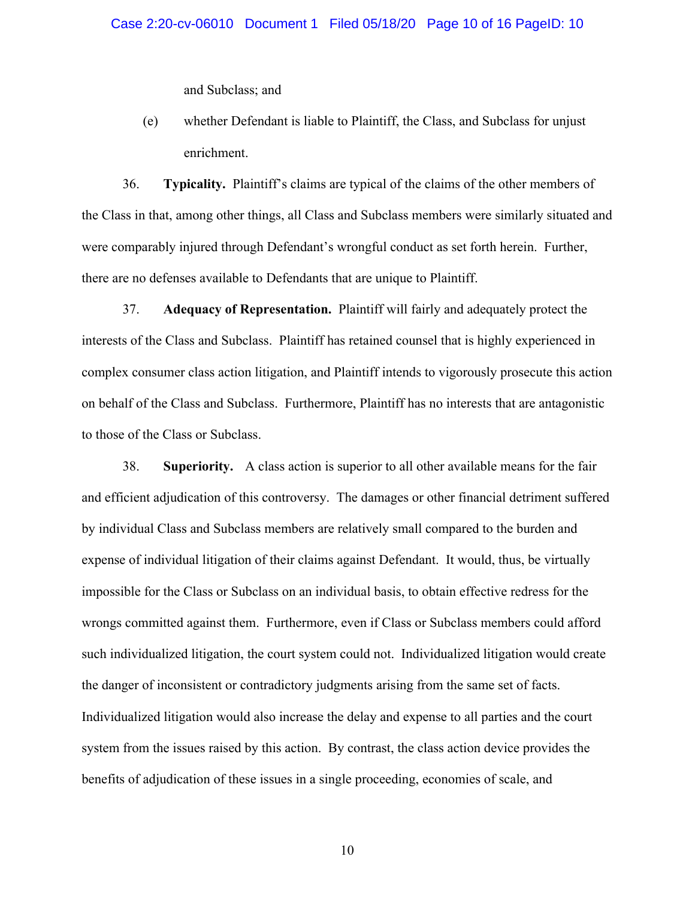and Subclass; and

(e) whether Defendant is liable to Plaintiff, the Class, and Subclass for unjust enrichment.

36. **Typicality.** Plaintiff's claims are typical of the claims of the other members of the Class in that, among other things, all Class and Subclass members were similarly situated and were comparably injured through Defendant's wrongful conduct as set forth herein. Further, there are no defenses available to Defendants that are unique to Plaintiff.

37. **Adequacy of Representation.** Plaintiff will fairly and adequately protect the interests of the Class and Subclass. Plaintiff has retained counsel that is highly experienced in complex consumer class action litigation, and Plaintiff intends to vigorously prosecute this action on behalf of the Class and Subclass. Furthermore, Plaintiff has no interests that are antagonistic to those of the Class or Subclass.

38. **Superiority.** A class action is superior to all other available means for the fair and efficient adjudication of this controversy. The damages or other financial detriment suffered by individual Class and Subclass members are relatively small compared to the burden and expense of individual litigation of their claims against Defendant. It would, thus, be virtually impossible for the Class or Subclass on an individual basis, to obtain effective redress for the wrongs committed against them. Furthermore, even if Class or Subclass members could afford such individualized litigation, the court system could not. Individualized litigation would create the danger of inconsistent or contradictory judgments arising from the same set of facts. Individualized litigation would also increase the delay and expense to all parties and the court system from the issues raised by this action. By contrast, the class action device provides the benefits of adjudication of these issues in a single proceeding, economies of scale, and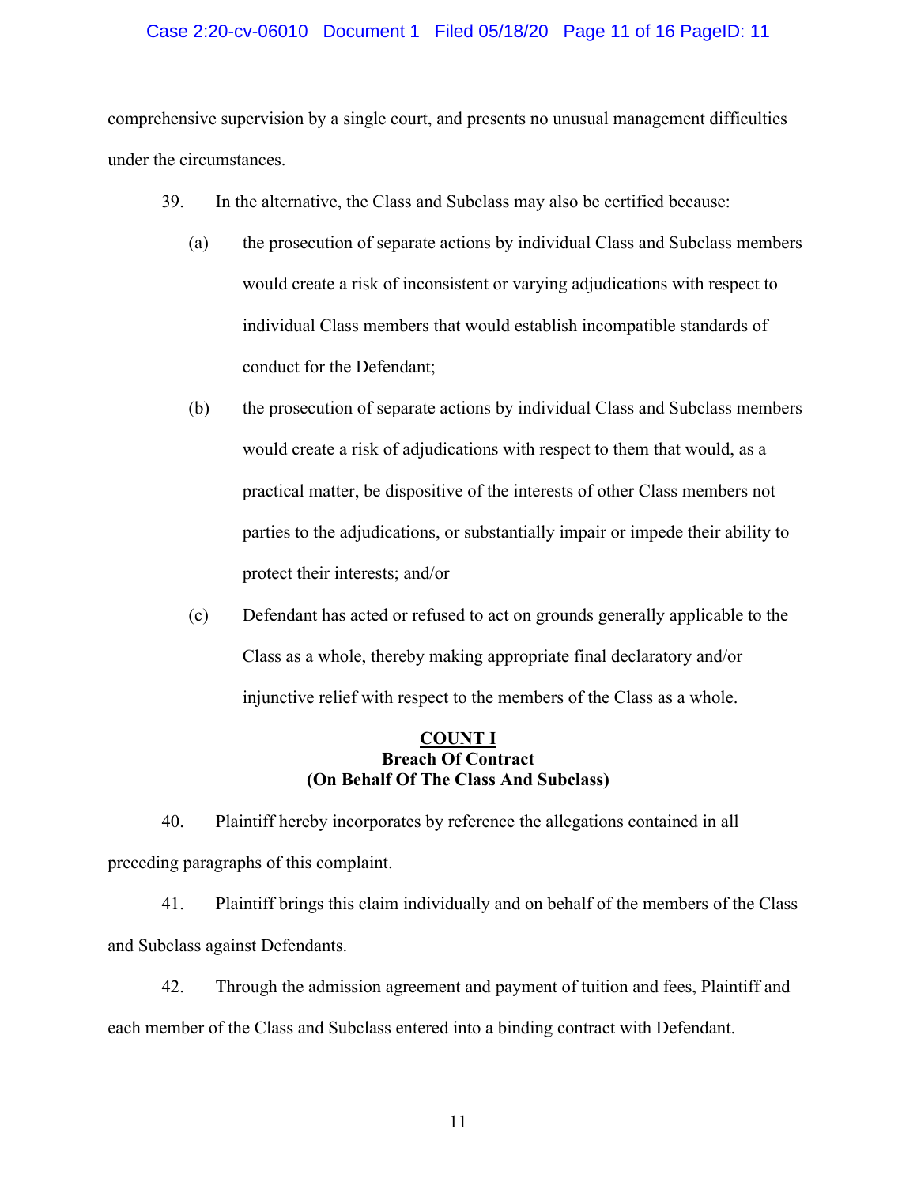comprehensive supervision by a single court, and presents no unusual management difficulties under the circumstances.

39. In the alternative, the Class and Subclass may also be certified because:

(a) the prosecution of separate actions by individual Class and Subclass members would create a risk of inconsistent or varying adjudications with respect to individual Class members that would establish incompatible standards of conduct for the Defendant;

(b) the prosecution of separate actions by individual Class and Subclass members would create a risk of adjudications with respect to them that would, as a practical matter, be dispositive of the interests of other Class members not parties to the adjudications, or substantially impair or impede their ability to protect their interests; and/or

(c) Defendant has acted or refused to act on grounds generally applicable to the Class as a whole, thereby making appropriate final declaratory and/or injunctive relief with respect to the members of the Class as a whole.

**COUNT I**
**Breach Of Contract**
**(On Behalf Of The Class And Subclass)**

40. Plaintiff hereby incorporates by reference the allegations contained in all preceding paragraphs of this complaint.

41. Plaintiff brings this claim individually and on behalf of the members of the Class and Subclass against Defendants.

42. Through the admission agreement and payment of tuition and fees, Plaintiff and each member of the Class and Subclass entered into a binding contract with Defendant.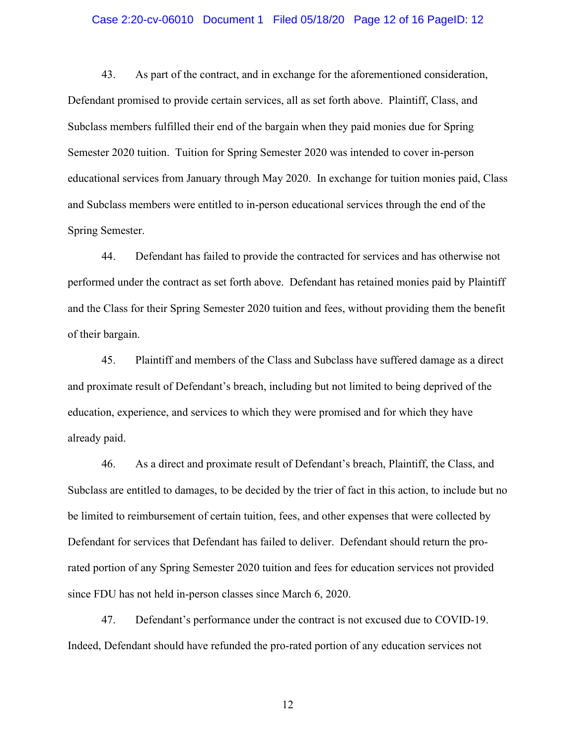43. As part of the contract, and in exchange for the aforementioned consideration, Defendant promised to provide certain services, all as set forth above. Plaintiff, Class, and Subclass members fulfilled their end of the bargain when they paid monies due for Spring Semester 2020 tuition. Tuition for Spring Semester 2020 was intended to cover in-person educational services from January through May 2020. In exchange for tuition monies paid, Class and Subclass members were entitled to in-person educational services through the end of the Spring Semester.

44. Defendant has failed to provide the contracted for services and has otherwise not performed under the contract as set forth above. Defendant has retained monies paid by Plaintiff and the Class for their Spring Semester 2020 tuition and fees, without providing them the benefit of their bargain.

45. Plaintiff and members of the Class and Subclass have suffered damage as a direct and proximate result of Defendant's breach, including but not limited to being deprived of the education, experience, and services to which they were promised and for which they have already paid.

46. As a direct and proximate result of Defendant's breach, Plaintiff, the Class, and Subclass are entitled to damages, to be decided by the trier of fact in this action, to include but no be limited to reimbursement of certain tuition, fees, and other expenses that were collected by Defendant for services that Defendant has failed to deliver. Defendant should return the pro-rated portion of any Spring Semester 2020 tuition and fees for education services not provided since FDU has not held in-person classes since March 6, 2020.

47. Defendant's performance under the contract is not excused due to COVID-19. Indeed, Defendant should have refunded the pro-rated portion of any education services not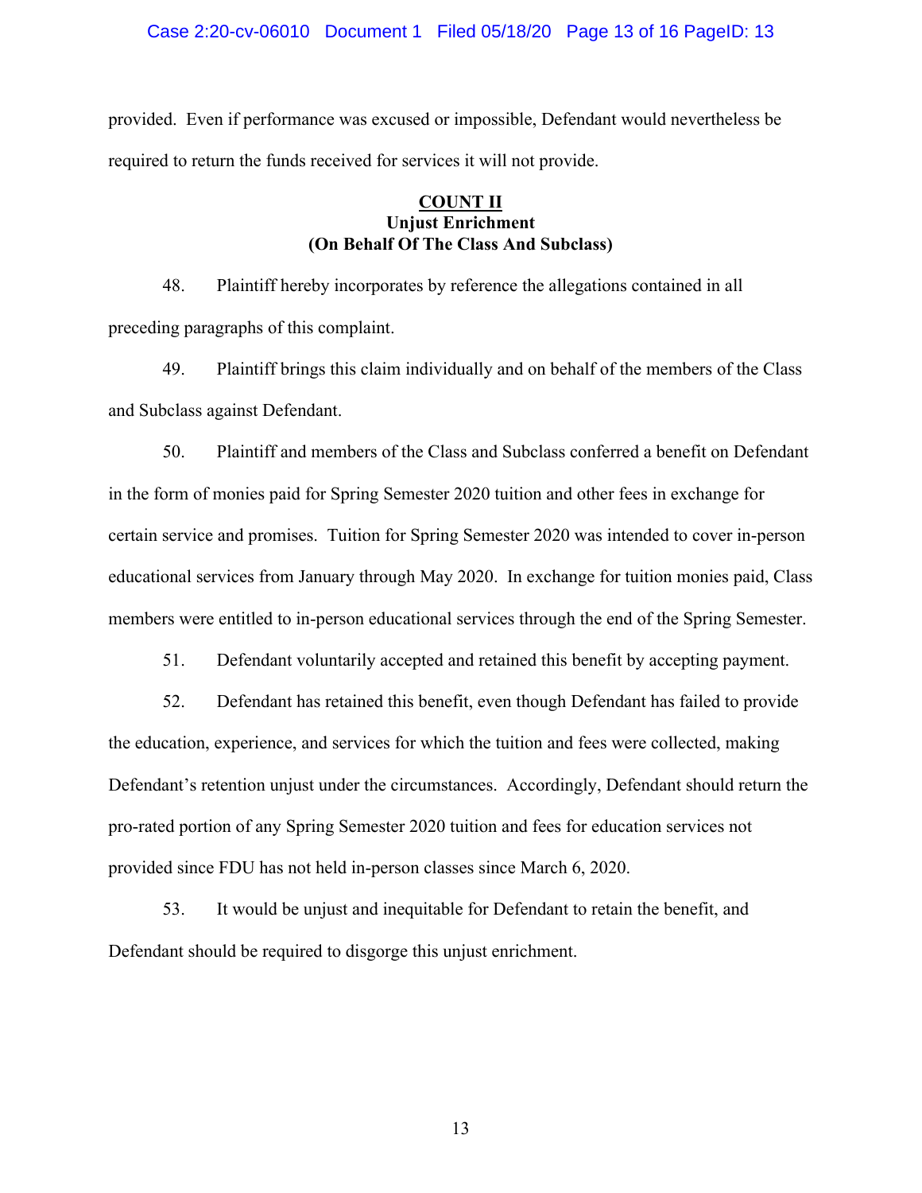provided. Even if performance was excused or impossible, Defendant would nevertheless be required to return the funds received for services it will not provide.

## COUNT II
**Unjust Enrichment**
**(On Behalf Of The Class And Subclass)**

48. Plaintiff hereby incorporates by reference the allegations contained in all preceding paragraphs of this complaint.

49. Plaintiff brings this claim individually and on behalf of the members of the Class and Subclass against Defendant.

50. Plaintiff and members of the Class and Subclass conferred a benefit on Defendant in the form of monies paid for Spring Semester 2020 tuition and other fees in exchange for certain service and promises. Tuition for Spring Semester 2020 was intended to cover in-person educational services from January through May 2020. In exchange for tuition monies paid, Class members were entitled to in-person educational services through the end of the Spring Semester.

51. Defendant voluntarily accepted and retained this benefit by accepting payment.

52. Defendant has retained this benefit, even though Defendant has failed to provide the education, experience, and services for which the tuition and fees were collected, making Defendant's retention unjust under the circumstances. Accordingly, Defendant should return the pro-rated portion of any Spring Semester 2020 tuition and fees for education services not provided since FDU has not held in-person classes since March 6, 2020.

53. It would be unjust and inequitable for Defendant to retain the benefit, and Defendant should be required to disgorge this unjust enrichment.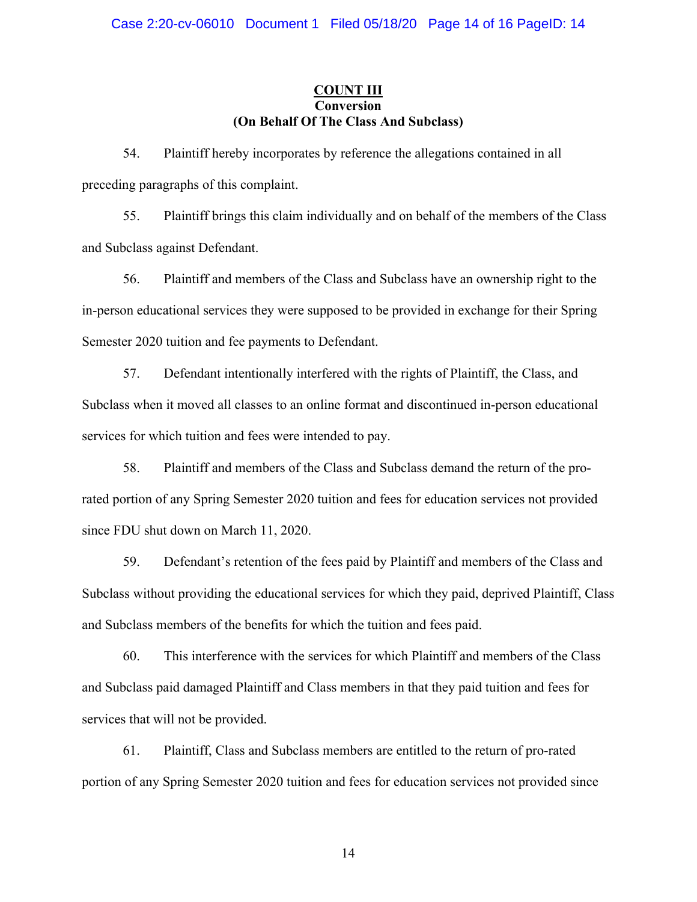**COUNT III**
**Conversion**
**(On Behalf Of The Class And Subclass)**

54. Plaintiff hereby incorporates by reference the allegations contained in all preceding paragraphs of this complaint.

55. Plaintiff brings this claim individually and on behalf of the members of the Class and Subclass against Defendant.

56. Plaintiff and members of the Class and Subclass have an ownership right to the in-person educational services they were supposed to be provided in exchange for their Spring Semester 2020 tuition and fee payments to Defendant.

57. Defendant intentionally interfered with the rights of Plaintiff, the Class, and Subclass when it moved all classes to an online format and discontinued in-person educational services for which tuition and fees were intended to pay.

58. Plaintiff and members of the Class and Subclass demand the return of the pro-rated portion of any Spring Semester 2020 tuition and fees for education services not provided since FDU shut down on March 11, 2020.

59. Defendant's retention of the fees paid by Plaintiff and members of the Class and Subclass without providing the educational services for which they paid, deprived Plaintiff, Class and Subclass members of the benefits for which the tuition and fees paid.

60. This interference with the services for which Plaintiff and members of the Class and Subclass paid damaged Plaintiff and Class members in that they paid tuition and fees for services that will not be provided.

61. Plaintiff, Class and Subclass members are entitled to the return of pro-rated portion of any Spring Semester 2020 tuition and fees for education services not provided since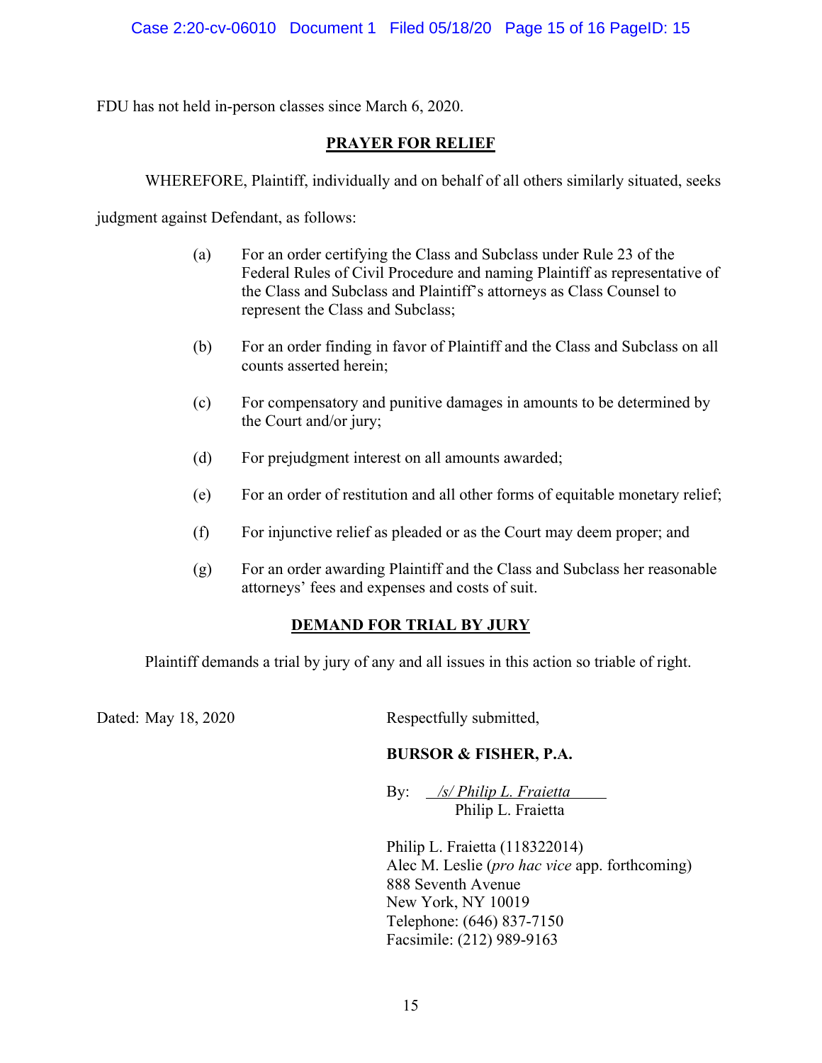FDU has not held in-person classes since March 6, 2020.

## PRAYER FOR RELIEF

WHEREFORE, Plaintiff, individually and on behalf of all others similarly situated, seeks judgment against Defendant, as follows:

(a) For an order certifying the Class and Subclass under Rule 23 of the Federal Rules of Civil Procedure and naming Plaintiff as representative of the Class and Subclass and Plaintiff's attorneys as Class Counsel to represent the Class and Subclass;

(b) For an order finding in favor of Plaintiff and the Class and Subclass on all counts asserted herein;

(c) For compensatory and punitive damages in amounts to be determined by the Court and/or jury;

(d) For prejudgment interest on all amounts awarded;

(e) For an order of restitution and all other forms of equitable monetary relief;

(f) For injunctive relief as pleaded or as the Court may deem proper; and

(g) For an order awarding Plaintiff and the Class and Subclass her reasonable attorneys' fees and expenses and costs of suit.

## DEMAND FOR TRIAL BY JURY

Plaintiff demands a trial by jury of any and all issues in this action so triable of right.

Dated: May 18, 2020

Respectfully submitted,

**BURSOR & FISHER, P.A.**

By: *_/s/ Philip L. Fraietta_*
Philip L. Fraietta

Philip L. Fraietta (118322014)
Alec M. Leslie (*pro hac vice* app. forthcoming)
888 Seventh Avenue
New York, NY 10019
Telephone: (646) 837-7150
Facsimile: (212) 989-9163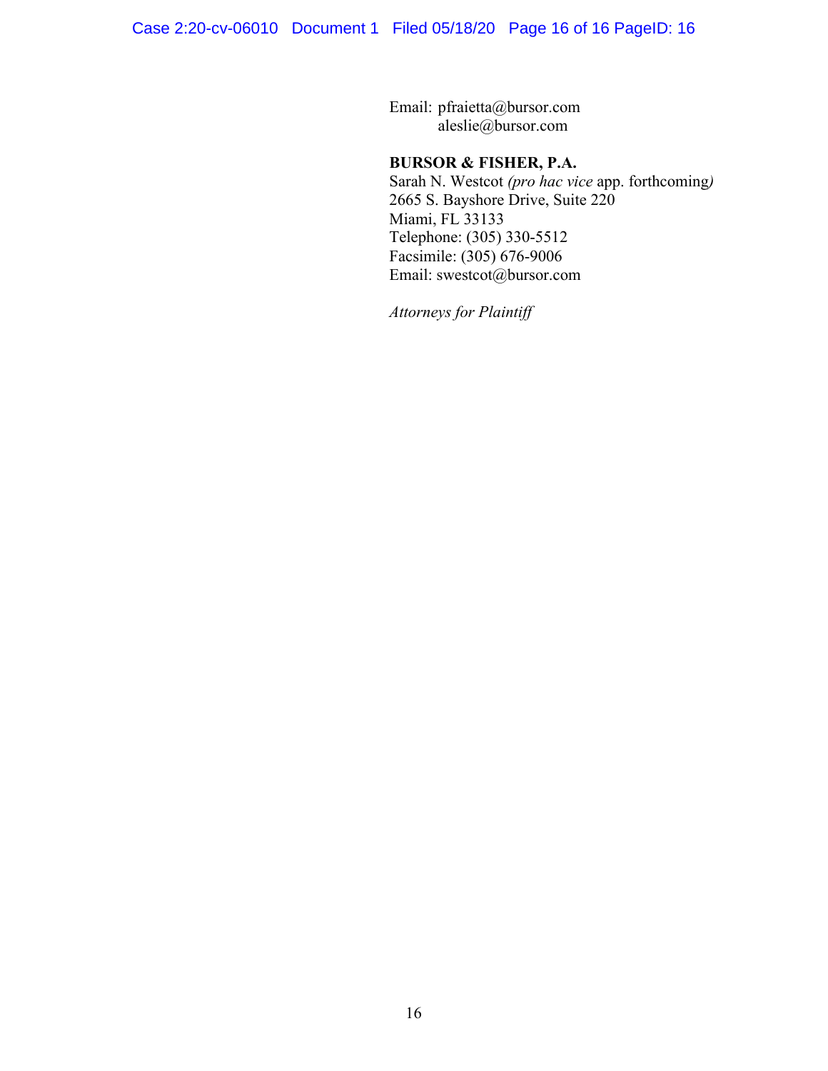Email: pfraietta@bursor.com
aleslie@bursor.com

**BURSOR & FISHER, P.A.**
Sarah N. Westcot *(pro hac vice* app. forthcoming*)*
2665 S. Bayshore Drive, Suite 220
Miami, FL 33133
Telephone: (305) 330-5512
Facsimile: (305) 676-9006
Email: swestcot@bursor.com

*Attorneys for Plaintiff*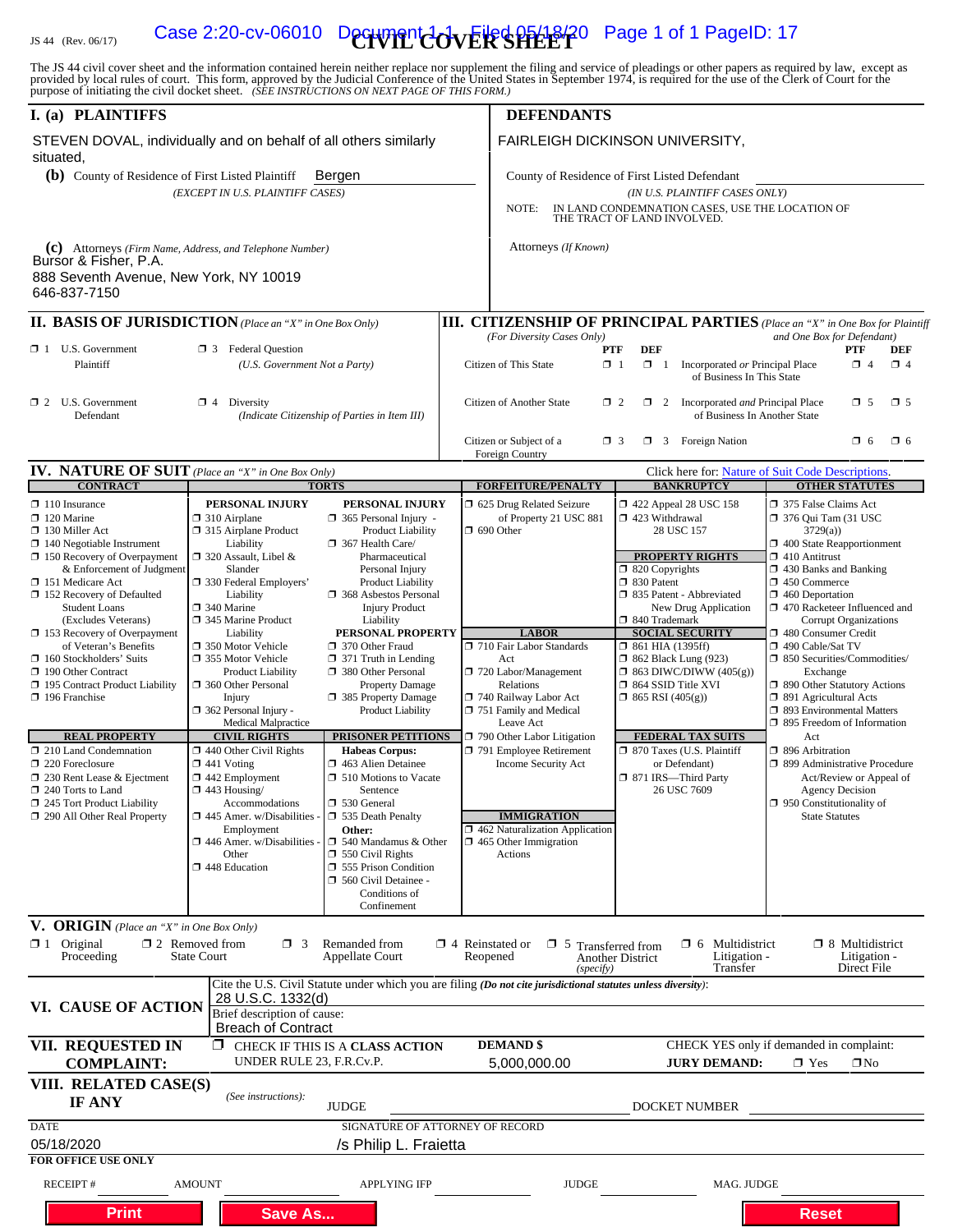JS 44 (Rev. 06/17)

# CIVIL COVER SHEET

The JS 44 civil cover sheet and the information contained herein neither replace nor supplement the filing and service of pleadings or other papers as required by law, except as provided by local rules of court. This form, approved by the Judicial Conference of the United States in September 1974, is required for the use of the Clerk of Court for the purpose of initiating the civil docket sheet. *(SEE INSTRUCTIONS ON NEXT PAGE OF THIS FORM.)*

## I. (a) PLAINTIFFS

STEVEN DOVAL, individually and on behalf of all others similarly situated,

**(b)** County of Residence of First Listed Plaintiff: Bergen
*(EXCEPT IN U.S. PLAINTIFF CASES)*

**(c)** Attorneys *(Firm Name, Address, and Telephone Number)*
Bursor & Fisher, P.A.
888 Seventh Avenue, New York, NY 10019
646-837-7150

## DEFENDANTS

FAIRLEIGH DICKINSON UNIVERSITY,

County of Residence of First Listed Defendant
*(IN U.S. PLAINTIFF CASES ONLY)*

NOTE: IN LAND CONDEMNATION CASES, USE THE LOCATION OF THE TRACT OF LAND INVOLVED.

Attorneys *(If Known)*

## II. BASIS OF JURISDICTION *(Place an "X" in One Box Only)*

- ❒ 1 U.S. Government Plaintiff
- ❒ 3 Federal Question *(U.S. Government Not a Party)*
- ❒ 2 U.S. Government Defendant
- ❒ 4 Diversity *(Indicate Citizenship of Parties in Item III)*

## III. CITIZENSHIP OF PRINCIPAL PARTIES *(Place an "X" in One Box for Plaintiff and One Box for Defendant)*

*(For Diversity Cases Only)*

| | PTF | DEF | | PTF | DEF |
|---|---|---|---|---|---|
| Citizen of This State | ❒ 1 | ❒ 1 | Incorporated *or* Principal Place of Business In This State | ❒ 4 | ❒ 4 |
| Citizen of Another State | ❒ 2 | ❒ 2 | Incorporated *and* Principal Place of Business In Another State | ❒ 5 | ❒ 5 |
| Citizen or Subject of a Foreign Country | ❒ 3 | ❒ 3 | Foreign Nation | ❒ 6 | ❒ 6 |

## IV. NATURE OF SUIT *(Place an "X" in One Box Only)*

Click here for: Nature of Suit Code Descriptions.

**CONTRACT**
- ❒ 110 Insurance
- ❒ 120 Marine
- ❒ 130 Miller Act
- ❒ 140 Negotiable Instrument
- ❒ 150 Recovery of Overpayment & Enforcement of Judgment
- ❒ 151 Medicare Act
- ❒ 152 Recovery of Defaulted Student Loans (Excludes Veterans)
- ❒ 153 Recovery of Overpayment of Veteran's Benefits
- ❒ 160 Stockholders' Suits
- ❒ 190 Other Contract
- ❒ 195 Contract Product Liability
- ❒ 196 Franchise

**REAL PROPERTY**
- ❒ 210 Land Condemnation
- ❒ 220 Foreclosure
- ❒ 230 Rent Lease & Ejectment
- ❒ 240 Torts to Land
- ❒ 245 Tort Product Liability
- ❒ 290 All Other Real Property

**TORTS — PERSONAL INJURY**
- ❒ 310 Airplane
- ❒ 315 Airplane Product Liability
- ❒ 320 Assault, Libel & Slander
- ❒ 330 Federal Employers' Liability
- ❒ 340 Marine
- ❒ 345 Marine Product Liability
- ❒ 350 Motor Vehicle
- ❒ 355 Motor Vehicle Product Liability
- ❒ 360 Other Personal Injury
- ❒ 362 Personal Injury - Medical Malpractice

**PERSONAL INJURY**
- ❒ 365 Personal Injury - Product Liability
- ❒ 367 Health Care/ Pharmaceutical Personal Injury Product Liability
- ❒ 368 Asbestos Personal Injury Product Liability

**PERSONAL PROPERTY**
- ❒ 370 Other Fraud
- ❒ 371 Truth in Lending
- ❒ 380 Other Personal Property Damage
- ❒ 385 Property Damage Product Liability

**CIVIL RIGHTS**
- ❒ 440 Other Civil Rights
- ❒ 441 Voting
- ❒ 442 Employment
- ❒ 443 Housing/ Accommodations
- ❒ 445 Amer. w/Disabilities - Employment
- ❒ 446 Amer. w/Disabilities - Other
- ❒ 448 Education

**PRISONER PETITIONS**

Habeas Corpus:
- ❒ 463 Alien Detainee
- ❒ 510 Motions to Vacate Sentence
- ❒ 530 General
- ❒ 535 Death Penalty

Other:
- ❒ 540 Mandamus & Other
- ❒ 550 Civil Rights
- ❒ 555 Prison Condition
- ❒ 560 Civil Detainee - Conditions of Confinement

**FORFEITURE/PENALTY**
- ❒ 625 Drug Related Seizure of Property 21 USC 881
- ❒ 690 Other

**LABOR**
- ❒ 710 Fair Labor Standards Act
- ❒ 720 Labor/Management Relations
- ❒ 740 Railway Labor Act
- ❒ 751 Family and Medical Leave Act
- ❒ 790 Other Labor Litigation
- ❒ 791 Employee Retirement Income Security Act

**IMMIGRATION**
- ❒ 462 Naturalization Application
- ❒ 465 Other Immigration Actions

**BANKRUPTCY**
- ❒ 422 Appeal 28 USC 158
- ❒ 423 Withdrawal 28 USC 157

**PROPERTY RIGHTS**
- ❒ 820 Copyrights
- ❒ 830 Patent
- ❒ 835 Patent - Abbreviated New Drug Application
- ❒ 840 Trademark

**SOCIAL SECURITY**
- ❒ 861 HIA (1395ff)
- ❒ 862 Black Lung (923)
- ❒ 863 DIWC/DIWW (405(g))
- ❒ 864 SSID Title XVI
- ❒ 865 RSI (405(g))

**FEDERAL TAX SUITS**
- ❒ 870 Taxes (U.S. Plaintiff or Defendant)
- ❒ 871 IRS—Third Party 26 USC 7609

**OTHER STATUTES**
- ❒ 375 False Claims Act
- ❒ 376 Qui Tam (31 USC 3729(a))
- ❒ 400 State Reapportionment
- ❒ 410 Antitrust
- ❒ 430 Banks and Banking
- ❒ 450 Commerce
- ❒ 460 Deportation
- ❒ 470 Racketeer Influenced and Corrupt Organizations
- ❒ 480 Consumer Credit
- ❒ 490 Cable/Sat TV
- ❒ 850 Securities/Commodities/ Exchange
- ❒ 890 Other Statutory Actions
- ❒ 891 Agricultural Acts
- ❒ 893 Environmental Matters
- ❒ 895 Freedom of Information Act
- ❒ 896 Arbitration
- ❒ 899 Administrative Procedure Act/Review or Appeal of Agency Decision
- ❒ 950 Constitutionality of State Statutes

## V. ORIGIN *(Place an "X" in One Box Only)*

- ❒ 1 Original Proceeding
- ❒ 2 Removed from State Court
- ❒ 3 Remanded from Appellate Court
- ❒ 4 Reinstated or Reopened
- ❒ 5 Transferred from Another District *(specify)*
- ❒ 6 Multidistrict Litigation - Transfer
- ❒ 8 Multidistrict Litigation - Direct File

## VI. CAUSE OF ACTION

Cite the U.S. Civil Statute under which you are filing *(Do not cite jurisdictional statutes unless diversity)*:
28 U.S.C. 1332(d)

Brief description of cause:
Breach of Contract

## VII. REQUESTED IN COMPLAINT:

❒ CHECK IF THIS IS A CLASS ACTION UNDER RULE 23, F.R.Cv.P.

DEMAND $ 5,000,000.00

CHECK YES only if demanded in complaint:
JURY DEMAND: ❒ Yes ❒ No

## VIII. RELATED CASE(S) IF ANY

*(See instructions):* JUDGE DOCKET NUMBER

DATE: 05/18/2020

SIGNATURE OF ATTORNEY OF RECORD: /s Philip L. Fraietta

**FOR OFFICE USE ONLY**

RECEIPT # AMOUNT APPLYING IFP JUDGE MAG. JUDGE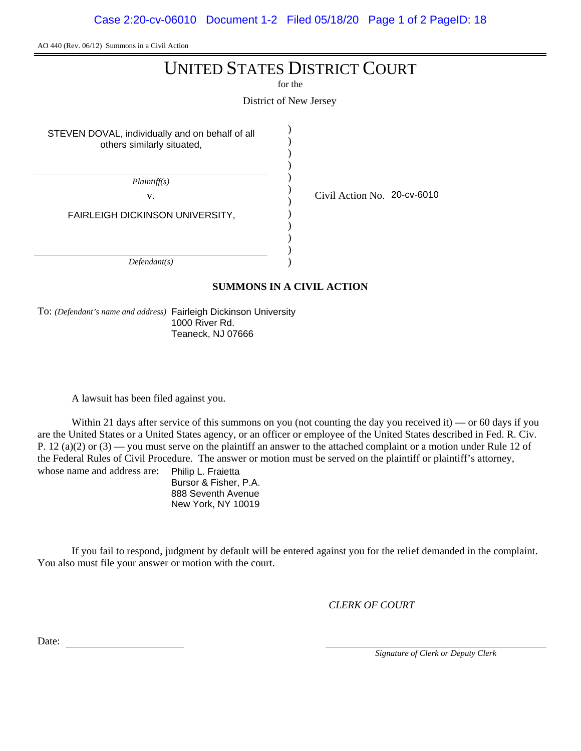AO 440 (Rev. 06/12) Summons in a Civil Action

# UNITED STATES DISTRICT COURT

for the

District of New Jersey

STEVEN DOVAL, individually and on behalf of all others similarly situated,

*Plaintiff(s)*

v.

FAIRLEIGH DICKINSON UNIVERSITY,

*Defendant(s)*

Civil Action No. 20-cv-6010

## SUMMONS IN A CIVIL ACTION

To: *(Defendant's name and address)* Fairleigh Dickinson University
1000 River Rd.
Teaneck, NJ 07666

A lawsuit has been filed against you.

Within 21 days after service of this summons on you (not counting the day you received it) — or 60 days if you are the United States or a United States agency, or an officer or employee of the United States described in Fed. R. Civ. P. 12 (a)(2) or (3) — you must serve on the plaintiff an answer to the attached complaint or a motion under Rule 12 of the Federal Rules of Civil Procedure. The answer or motion must be served on the plaintiff or plaintiff's attorney, whose name and address are:

Philip L. Fraietta
Bursor & Fisher, P.A.
888 Seventh Avenue
New York, NY 10019

If you fail to respond, judgment by default will be entered against you for the relief demanded in the complaint. You also must file your answer or motion with the court.

*CLERK OF COURT*

Date: ______________________

______________________
*Signature of Clerk or Deputy Clerk*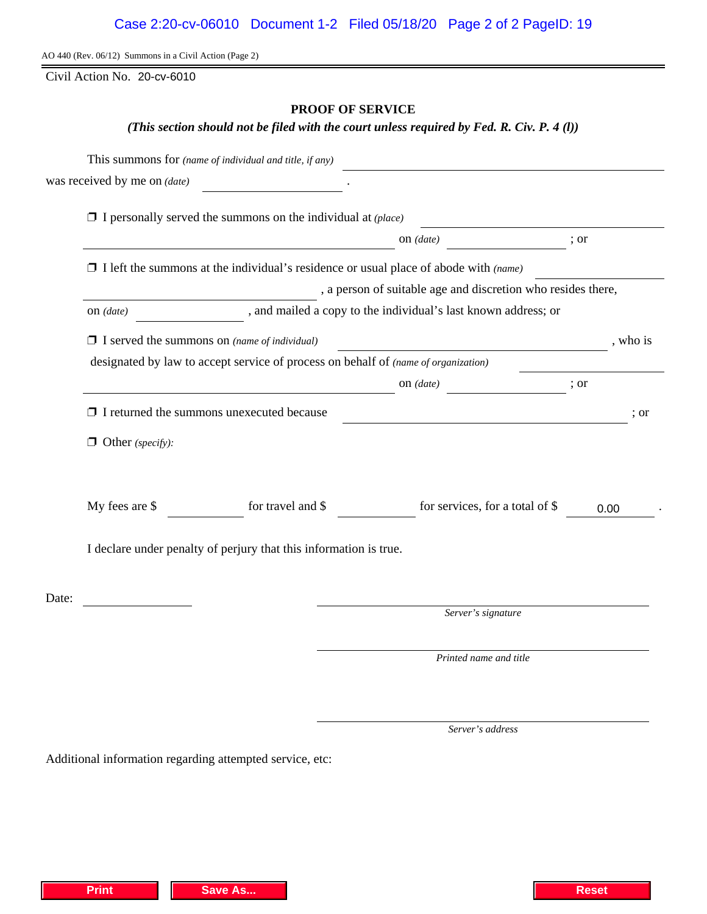AO 440 (Rev. 06/12) Summons in a Civil Action (Page 2)

Civil Action No. 20-cv-6010

## PROOF OF SERVICE

***(This section should not be filed with the court unless required by Fed. R. Civ. P. 4 (l))***

This summons for *(name of individual and title, if any)* ______________________________

was received by me on *(date)* ______________ .

❒ I personally served the summons on the individual at *(place)* ______________________________

______________________________ on *(date)* ______________ ; or

❒ I left the summons at the individual's residence or usual place of abode with *(name)* ______________

______________________________ , a person of suitable age and discretion who resides there,

on *(date)* ______________ , and mailed a copy to the individual's last known address; or

❒ I served the summons on *(name of individual)* ______________________________ , who is

designated by law to accept service of process on behalf of *(name of organization)* ______________

______________________________ on *(date)* ______________ ; or

❒ I returned the summons unexecuted because ______________________________ ; or

❒ Other *(specify)*:

My fees are $ __________ for travel and $ __________ for services, for a total of $ 0.00 .

I declare under penalty of perjury that this information is true.

Date: ______________

______________________________
*Server's signature*

______________________________
*Printed name and title*

______________________________
*Server's address*

Additional information regarding attempted service, etc: